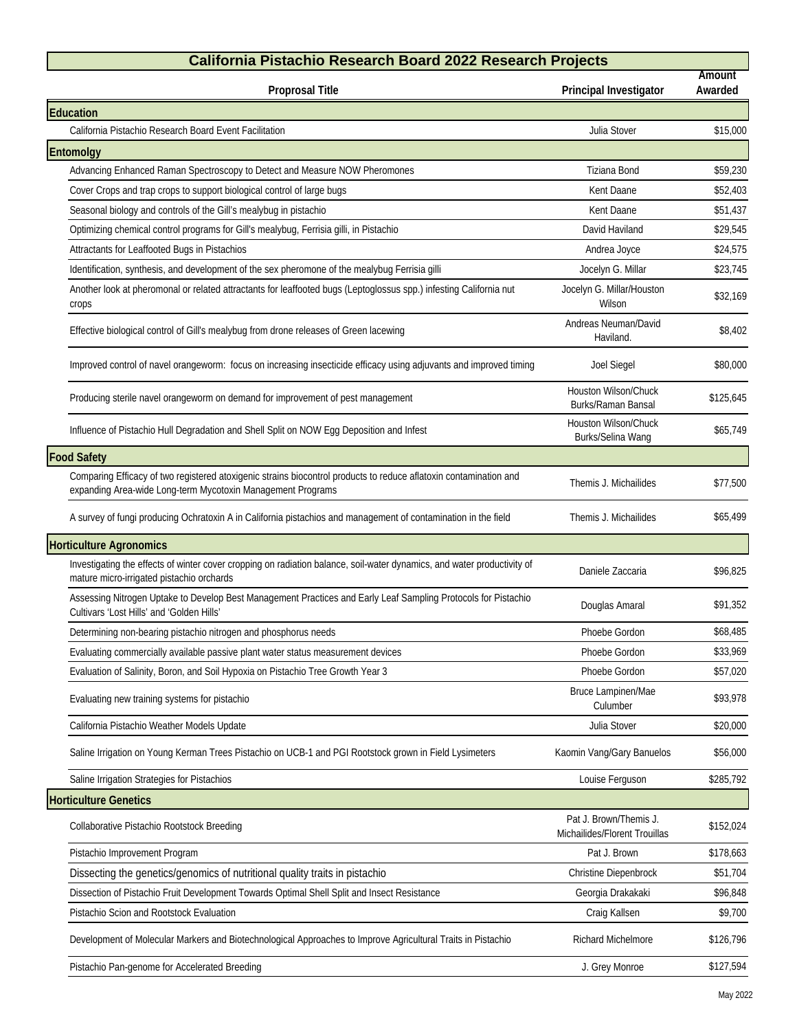# California Pistachio Research Board 2022 Research Projects

| Proprosal Title | Principal Investigator | Amount Awarded |
|---|---|---|
| **Education** | | |
| California Pistachio Research Board Event Facilitation | Julia Stover | $15,000 |
| **Entomolgy** | | |
| Advancing Enhanced Raman Spectroscopy to Detect and Measure NOW Pheromones | Tiziana Bond | $59,230 |
| Cover Crops and trap crops to support biological control of large bugs | Kent Daane | $52,403 |
| Seasonal biology and controls of the Gill's mealybug in pistachio | Kent Daane | $51,437 |
| Optimizing chemical control programs for Gill's mealybug, Ferrisia gilli, in Pistachio | David Haviland | $29,545 |
| Attractants for Leaffooted Bugs in Pistachios | Andrea Joyce | $24,575 |
| Identification, synthesis, and development of the sex pheromone of the mealybug Ferrisia gilli | Jocelyn G. Millar | $23,745 |
| Another look at pheromonal or related attractants for leaffooted bugs (Leptoglossus spp.) infesting California nut crops | Jocelyn G. Millar/Houston Wilson | $32,169 |
| Effective biological control of Gill's mealybug from drone releases of Green lacewing | Andreas Neuman/David Haviland. | $8,402 |
| Improved control of navel orangeworm: focus on increasing insecticide efficacy using adjuvants and improved timing | Joel Siegel | $80,000 |
| Producing sterile navel orangeworm on demand for improvement of pest management | Houston Wilson/Chuck Burks/Raman Bansal | $125,645 |
| Influence of Pistachio Hull Degradation and Shell Split on NOW Egg Deposition and Infest | Houston Wilson/Chuck Burks/Selina Wang | $65,749 |
| **Food Safety** | | |
| Comparing Efficacy of two registered atoxigenic strains biocontrol products to reduce aflatoxin contamination and expanding Area-wide Long-term Mycotoxin Management Programs | Themis J. Michailides | $77,500 |
| A survey of fungi producing Ochratoxin A in California pistachios and management of contamination in the field | Themis J. Michailides | $65,499 |
| **Horticulture Agronomics** | | |
| Investigating the effects of winter cover cropping on radiation balance, soil-water dynamics, and water productivity of mature micro-irrigated pistachio orchards | Daniele Zaccaria | $96,825 |
| Assessing Nitrogen Uptake to Develop Best Management Practices and Early Leaf Sampling Protocols for Pistachio Cultivars 'Lost Hills' and 'Golden Hills' | Douglas Amaral | $91,352 |
| Determining non-bearing pistachio nitrogen and phosphorus needs | Phoebe Gordon | $68,485 |
| Evaluating commercially available passive plant water status measurement devices | Phoebe Gordon | $33,969 |
| Evaluation of Salinity, Boron, and Soil Hypoxia on Pistachio Tree Growth Year 3 | Phoebe Gordon | $57,020 |
| Evaluating new training systems for pistachio | Bruce Lampinen/Mae Culumber | $93,978 |
| California Pistachio Weather Models Update | Julia Stover | $20,000 |
| Saline Irrigation on Young Kerman Trees Pistachio on UCB-1 and PGI Rootstock grown in Field Lysimeters | Kaomin Vang/Gary Banuelos | $56,000 |
| Saline Irrigation Strategies for Pistachios | Louise Ferguson | $285,792 |
| **Horticulture Genetics** | | |
| Collaborative Pistachio Rootstock Breeding | Pat J. Brown/Themis J. Michailides/Florent Trouillas | $152,024 |
| Pistachio Improvement Program | Pat J. Brown | $178,663 |
| Dissecting the genetics/genomics of nutritional quality traits in pistachio | Christine Diepenbrock | $51,704 |
| Dissection of Pistachio Fruit Development Towards Optimal Shell Split and Insect Resistance | Georgia Drakakaki | $96,848 |
| Pistachio Scion and Rootstock Evaluation | Craig Kallsen | $9,700 |
| Development of Molecular Markers and Biotechnological Approaches to Improve Agricultural Traits in Pistachio | Richard Michelmore | $126,796 |
| Pistachio Pan-genome for Accelerated Breeding | J. Grey Monroe | $127,594 |

May 2022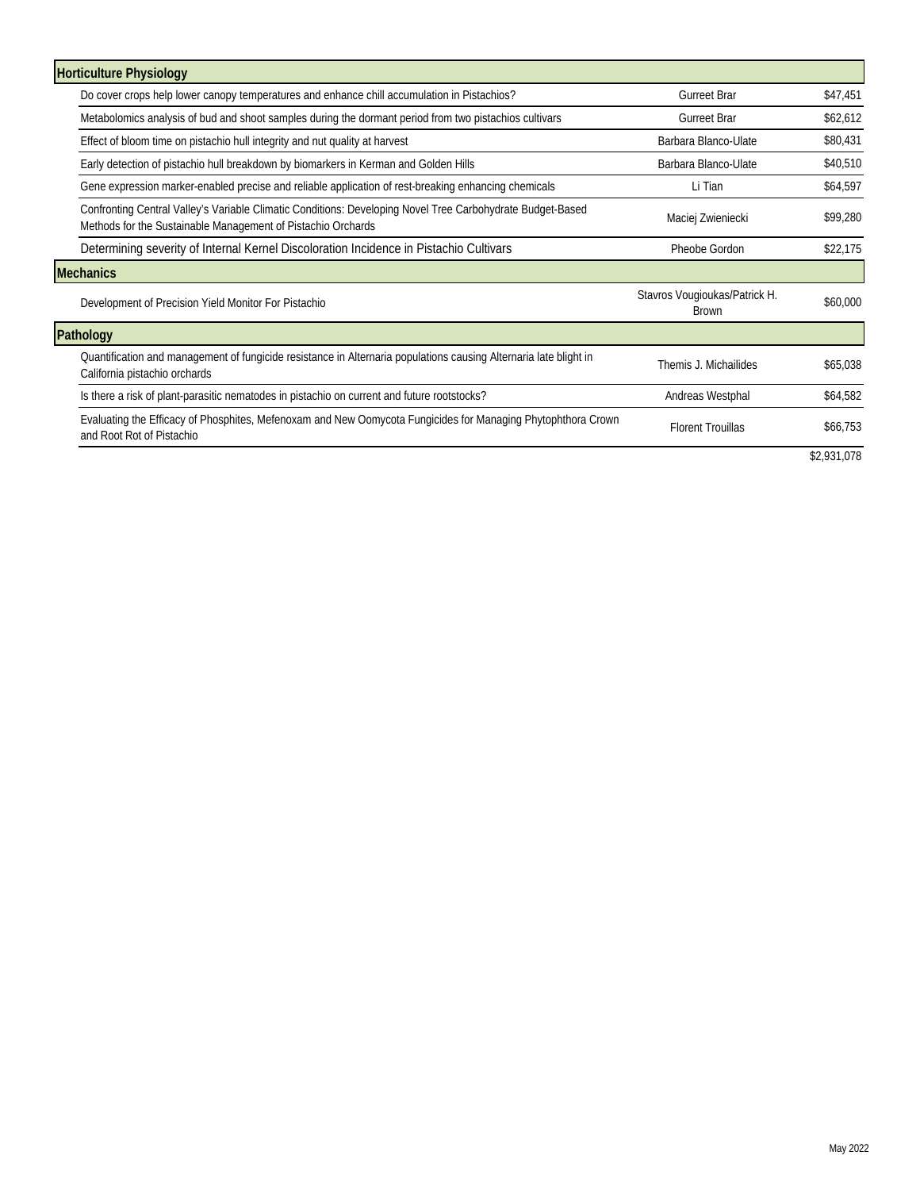| | | |
|---|---|---|
| **Horticulture Physiology** | | |
| Do cover crops help lower canopy temperatures and enhance chill accumulation in Pistachios? | Gurreet Brar | $47,451 |
| Metabolomics analysis of bud and shoot samples during the dormant period from two pistachios cultivars | Gurreet Brar | $62,612 |
| Effect of bloom time on pistachio hull integrity and nut quality at harvest | Barbara Blanco-Ulate | $80,431 |
| Early detection of pistachio hull breakdown by biomarkers in Kerman and Golden Hills | Barbara Blanco-Ulate | $40,510 |
| Gene expression marker-enabled precise and reliable application of rest-breaking enhancing chemicals | Li Tian | $64,597 |
| Confronting Central Valley's Variable Climatic Conditions: Developing Novel Tree Carbohydrate Budget-Based Methods for the Sustainable Management of Pistachio Orchards | Maciej Zwieniecki | $99,280 |
| Determining severity of Internal Kernel Discoloration Incidence in Pistachio Cultivars | Pheobe Gordon | $22,175 |
| **Mechanics** | | |
| Development of Precision Yield Monitor For Pistachio | Stavros Vougioukas/Patrick H. Brown | $60,000 |
| **Pathology** | | |
| Quantification and management of fungicide resistance in Alternaria populations causing Alternaria late blight in California pistachio orchards | Themis J. Michailides | $65,038 |
| Is there a risk of plant-parasitic nematodes in pistachio on current and future rootstocks? | Andreas Westphal | $64,582 |
| Evaluating the Efficacy of Phosphites, Mefenoxam and New Oomycota Fungicides for Managing Phytophthora Crown and Root Rot of Pistachio | Florent Trouillas | $66,753 |
| | | $2,931,078 |

May 2022